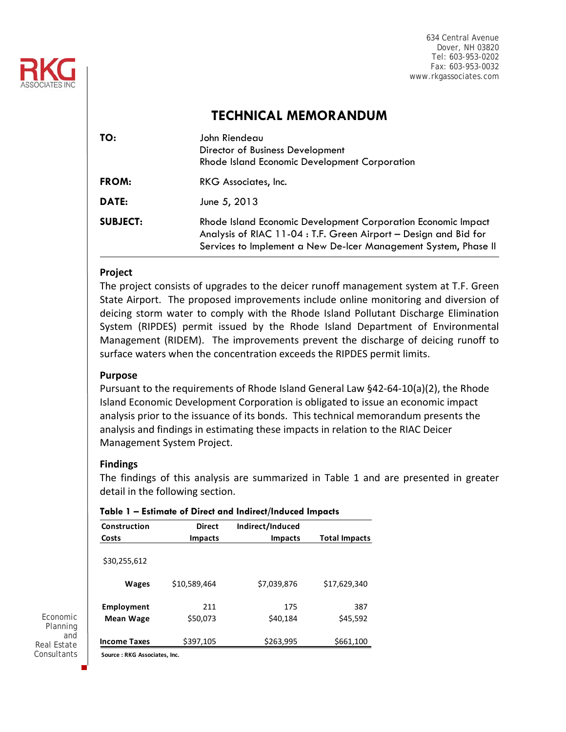634 Central Avenue
Dover, NH 03820
Tel: 603-953-0202
Fax: 603-953-0032
www.rkgassociates.com

# TECHNICAL MEMORANDUM

**TO:** John Riendeau
Director of Business Development
Rhode Island Economic Development Corporation

**FROM:** RKG Associates, Inc.

**DATE:** June 5, 2013

**SUBJECT:** Rhode Island Economic Development Corporation Economic Impact Analysis of RIAC 11-04 : T.F. Green Airport – Design and Bid for Services to Implement a New De-Icer Management System, Phase II

## Project

The project consists of upgrades to the deicer runoff management system at T.F. Green State Airport. The proposed improvements include online monitoring and diversion of deicing storm water to comply with the Rhode Island Pollutant Discharge Elimination System (RIPDES) permit issued by the Rhode Island Department of Environmental Management (RIDEM). The improvements prevent the discharge of deicing runoff to surface waters when the concentration exceeds the RIPDES permit limits.

## Purpose

Pursuant to the requirements of Rhode Island General Law §42-64-10(a)(2), the Rhode Island Economic Development Corporation is obligated to issue an economic impact analysis prior to the issuance of its bonds. This technical memorandum presents the analysis and findings in estimating these impacts in relation to the RIAC Deicer Management System Project.

## Findings

The findings of this analysis are summarized in Table 1 and are presented in greater detail in the following section.

**Table 1 – Estimate of Direct and Indirect/Induced Impacts**

| Construction Costs | Direct Impacts | Indirect/Induced Impacts | Total Impacts |
|---|---|---|---|
| $30,255,612 | | | |
| **Wages** | $10,589,464 | $7,039,876 | $17,629,340 |
| **Employment** | 211 | 175 | 387 |
| **Mean Wage** | $50,073 | $40,184 | $45,592 |
| **Income Taxes** | $397,105 | $263,995 | $661,100 |

Source : RKG Associates, Inc.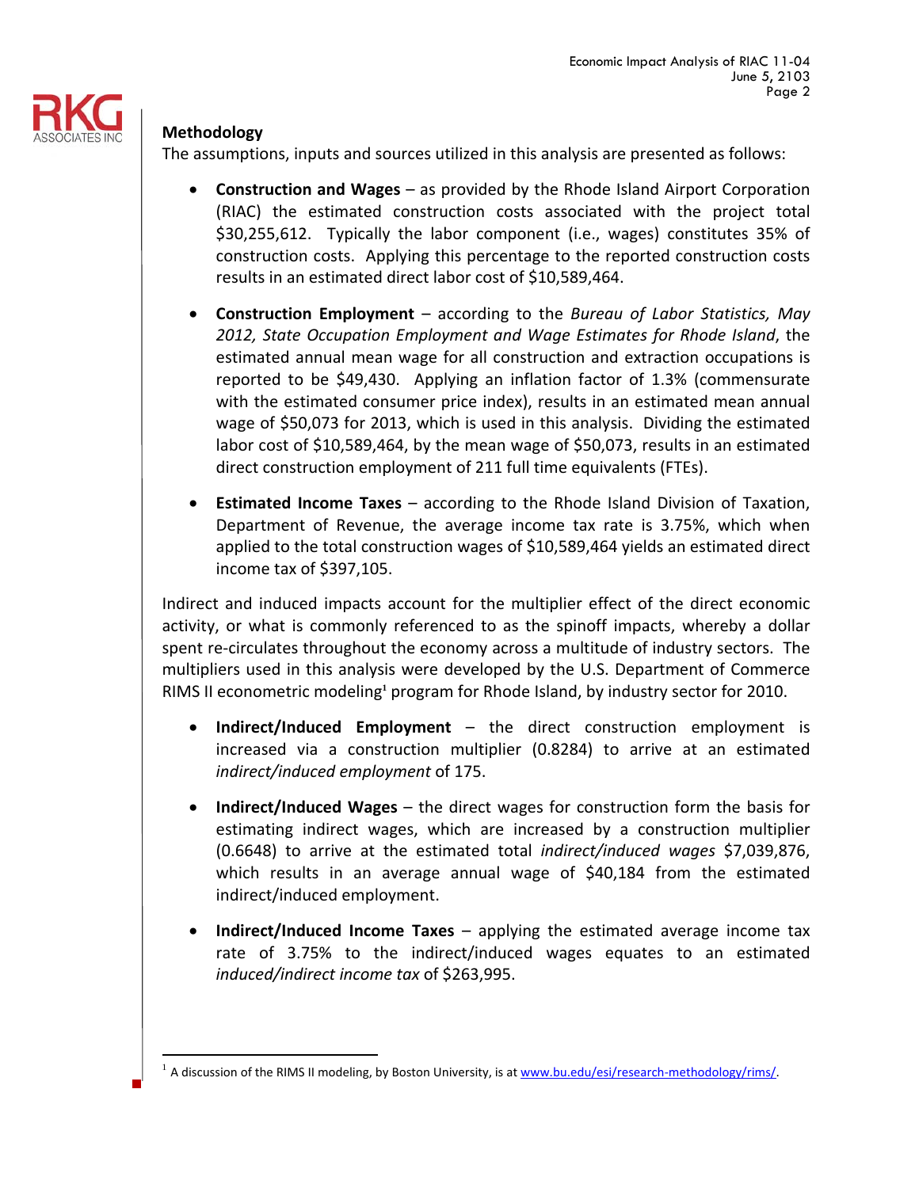## Methodology

The assumptions, inputs and sources utilized in this analysis are presented as follows:

- **Construction and Wages** – as provided by the Rhode Island Airport Corporation (RIAC) the estimated construction costs associated with the project total \$30,255,612. Typically the labor component (i.e., wages) constitutes 35% of construction costs. Applying this percentage to the reported construction costs results in an estimated direct labor cost of \$10,589,464.

- **Construction Employment** – according to the *Bureau of Labor Statistics, May 2012, State Occupation Employment and Wage Estimates for Rhode Island*, the estimated annual mean wage for all construction and extraction occupations is reported to be \$49,430. Applying an inflation factor of 1.3% (commensurate with the estimated consumer price index), results in an estimated mean annual wage of \$50,073 for 2013, which is used in this analysis. Dividing the estimated labor cost of \$10,589,464, by the mean wage of \$50,073, results in an estimated direct construction employment of 211 full time equivalents (FTEs).

- **Estimated Income Taxes** – according to the Rhode Island Division of Taxation, Department of Revenue, the average income tax rate is 3.75%, which when applied to the total construction wages of \$10,589,464 yields an estimated direct income tax of \$397,105.

Indirect and induced impacts account for the multiplier effect of the direct economic activity, or what is commonly referenced to as the spinoff impacts, whereby a dollar spent re-circulates throughout the economy across a multitude of industry sectors. The multipliers used in this analysis were developed by the U.S. Department of Commerce RIMS II econometric modeling[1] program for Rhode Island, by industry sector for 2010.

- **Indirect/Induced Employment** – the direct construction employment is increased via a construction multiplier (0.8284) to arrive at an estimated *indirect/induced employment* of 175.

- **Indirect/Induced Wages** – the direct wages for construction form the basis for estimating indirect wages, which are increased by a construction multiplier (0.6648) to arrive at the estimated total *indirect/induced wages* \$7,039,876, which results in an average annual wage of \$40,184 from the estimated indirect/induced employment.

- **Indirect/Induced Income Taxes** – applying the estimated average income tax rate of 3.75% to the indirect/induced wages equates to an estimated *induced/indirect income tax* of \$263,995.

---

[1] A discussion of the RIMS II modeling, by Boston University, is at www.bu.edu/esi/research-methodology/rims/.